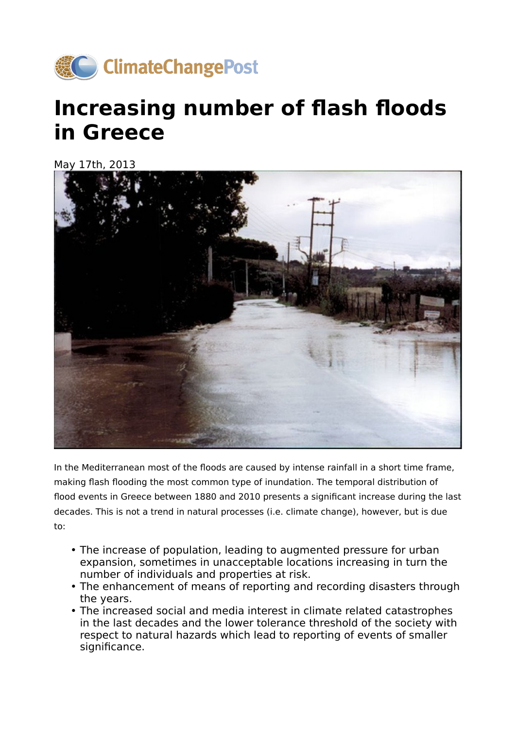ClimateChangePost

# Increasing number of flash floods in Greece

May 17th, 2013

In the Mediterranean most of the floods are caused by intense rainfall in a short time frame, making flash flooding the most common type of inundation. The temporal distribution of flood events in Greece between 1880 and 2010 presents a significant increase during the last decades. This is not a trend in natural processes (i.e. climate change), however, but is due to:

- The increase of population, leading to augmented pressure for urban expansion, sometimes in unacceptable locations increasing in turn the number of individuals and properties at risk.
- The enhancement of means of reporting and recording disasters through the years.
- The increased social and media interest in climate related catastrophes in the last decades and the lower tolerance threshold of the society with respect to natural hazards which lead to reporting of events of smaller significance.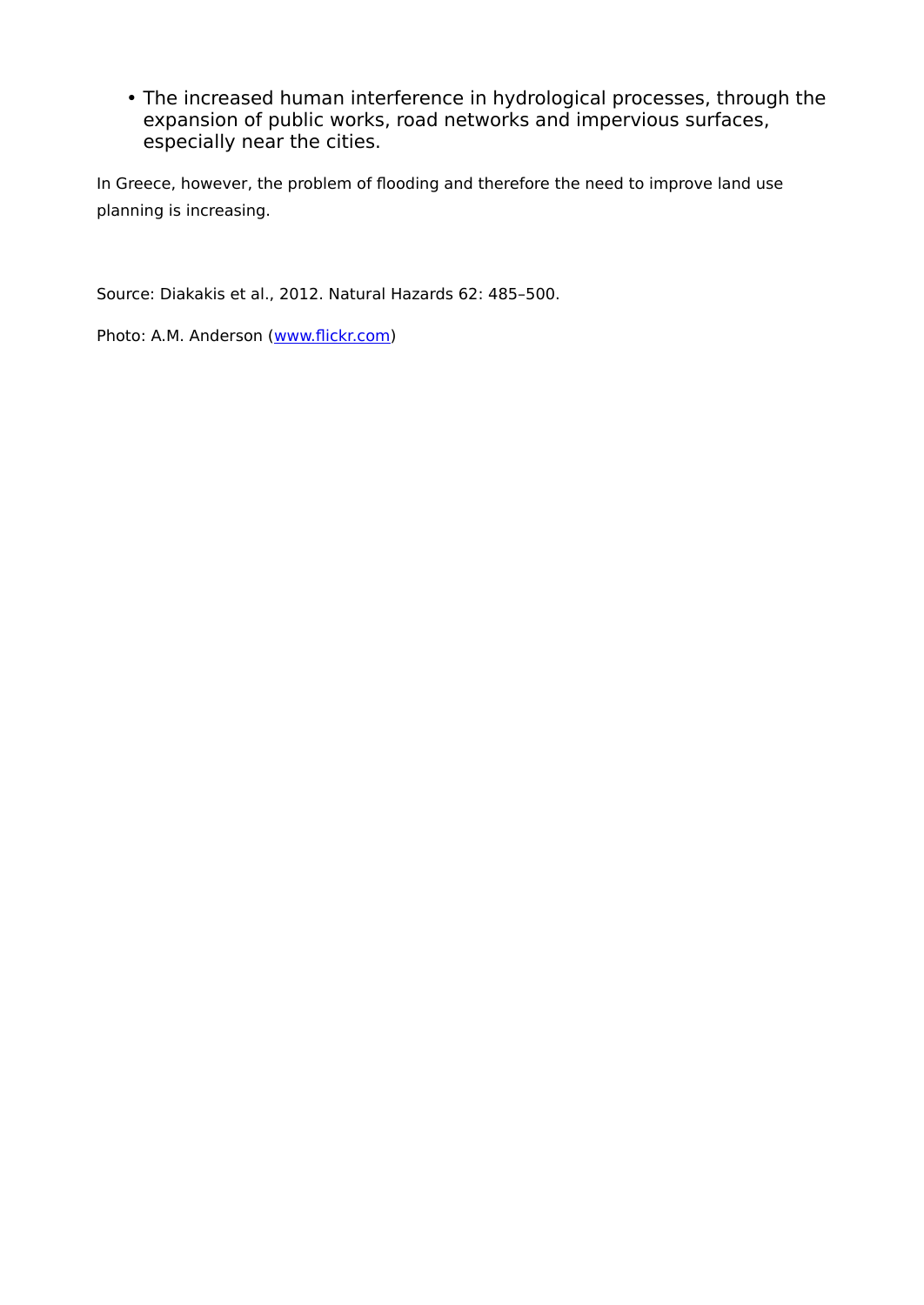- The increased human interference in hydrological processes, through the expansion of public works, road networks and impervious surfaces, especially near the cities.

In Greece, however, the problem of flooding and therefore the need to improve land use planning is increasing.

Source: Diakakis et al., 2012. Natural Hazards 62: 485–500.

Photo: A.M. Anderson ([www.flickr.com](www.flickr.com))